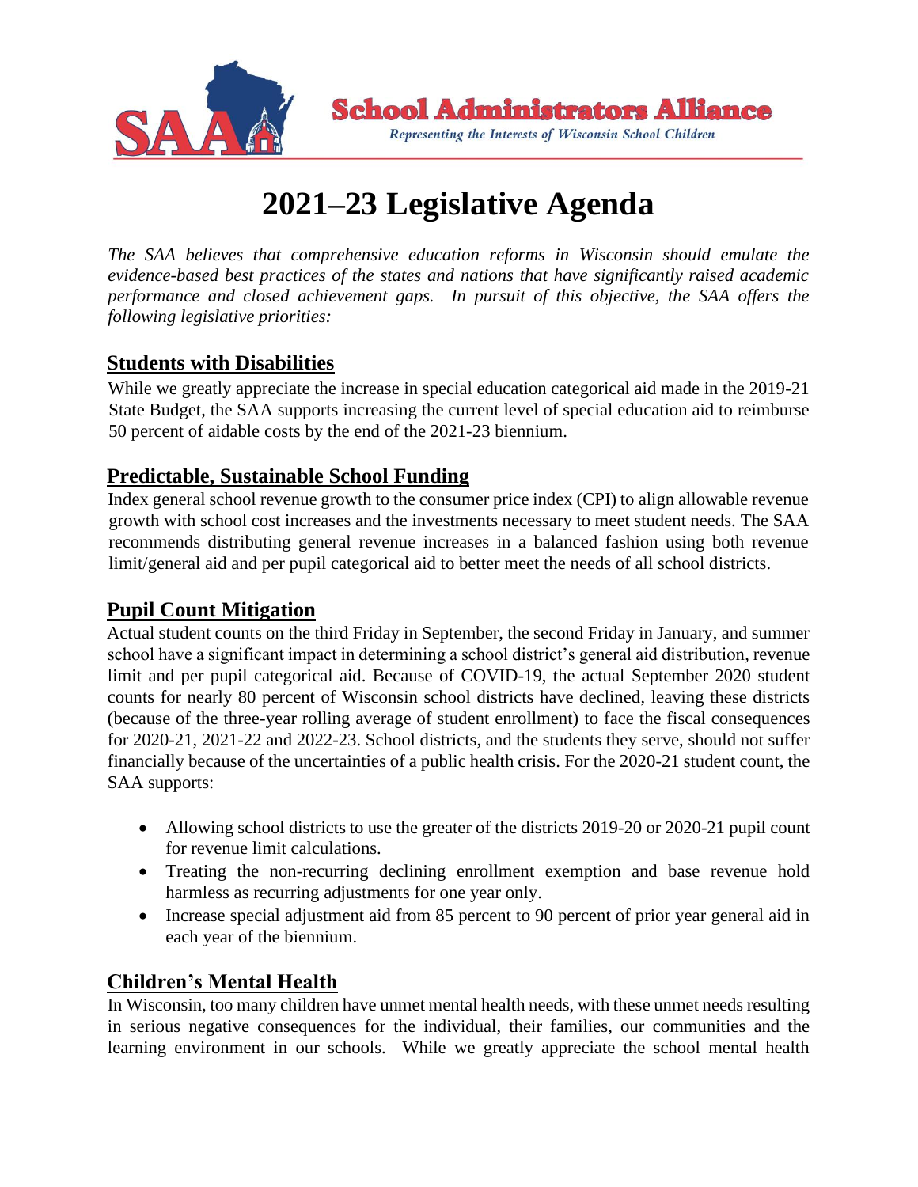**School Administrators Alliance**

*Representing the Interests of Wisconsin School Children*

# 2021–23 Legislative Agenda

*The SAA believes that comprehensive education reforms in Wisconsin should emulate the evidence-based best practices of the states and nations that have significantly raised academic performance and closed achievement gaps. In pursuit of this objective, the SAA offers the following legislative priorities:*

## Students with Disabilities

While we greatly appreciate the increase in special education categorical aid made in the 2019-21 State Budget, the SAA supports increasing the current level of special education aid to reimburse 50 percent of aidable costs by the end of the 2021-23 biennium.

## Predictable, Sustainable School Funding

Index general school revenue growth to the consumer price index (CPI) to align allowable revenue growth with school cost increases and the investments necessary to meet student needs. The SAA recommends distributing general revenue increases in a balanced fashion using both revenue limit/general aid and per pupil categorical aid to better meet the needs of all school districts.

## Pupil Count Mitigation

Actual student counts on the third Friday in September, the second Friday in January, and summer school have a significant impact in determining a school district's general aid distribution, revenue limit and per pupil categorical aid. Because of COVID-19, the actual September 2020 student counts for nearly 80 percent of Wisconsin school districts have declined, leaving these districts (because of the three-year rolling average of student enrollment) to face the fiscal consequences for 2020-21, 2021-22 and 2022-23. School districts, and the students they serve, should not suffer financially because of the uncertainties of a public health crisis. For the 2020-21 student count, the SAA supports:

- Allowing school districts to use the greater of the districts 2019-20 or 2020-21 pupil count for revenue limit calculations.
- Treating the non-recurring declining enrollment exemption and base revenue hold harmless as recurring adjustments for one year only.
- Increase special adjustment aid from 85 percent to 90 percent of prior year general aid in each year of the biennium.

## Children's Mental Health

In Wisconsin, too many children have unmet mental health needs, with these unmet needs resulting in serious negative consequences for the individual, their families, our communities and the learning environment in our schools. While we greatly appreciate the school mental health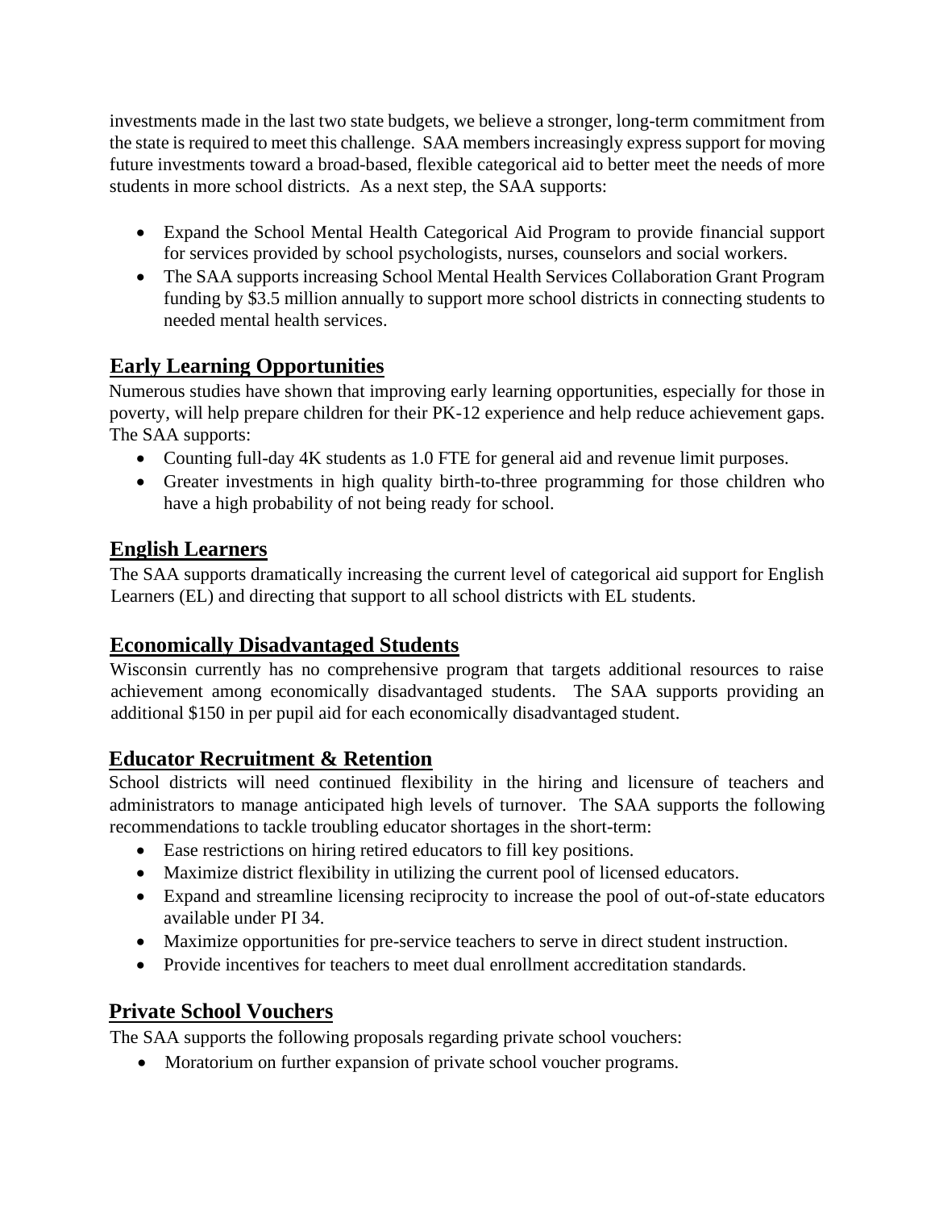investments made in the last two state budgets, we believe a stronger, long-term commitment from the state is required to meet this challenge. SAA members increasingly express support for moving future investments toward a broad-based, flexible categorical aid to better meet the needs of more students in more school districts. As a next step, the SAA supports:

- Expand the School Mental Health Categorical Aid Program to provide financial support for services provided by school psychologists, nurses, counselors and social workers.
- The SAA supports increasing School Mental Health Services Collaboration Grant Program funding by $3.5 million annually to support more school districts in connecting students to needed mental health services.

## Early Learning Opportunities

Numerous studies have shown that improving early learning opportunities, especially for those in poverty, will help prepare children for their PK-12 experience and help reduce achievement gaps. The SAA supports:

- Counting full-day 4K students as 1.0 FTE for general aid and revenue limit purposes.
- Greater investments in high quality birth-to-three programming for those children who have a high probability of not being ready for school.

## English Learners

The SAA supports dramatically increasing the current level of categorical aid support for English Learners (EL) and directing that support to all school districts with EL students.

## Economically Disadvantaged Students

Wisconsin currently has no comprehensive program that targets additional resources to raise achievement among economically disadvantaged students. The SAA supports providing an additional $150 in per pupil aid for each economically disadvantaged student.

## Educator Recruitment & Retention

School districts will need continued flexibility in the hiring and licensure of teachers and administrators to manage anticipated high levels of turnover. The SAA supports the following recommendations to tackle troubling educator shortages in the short-term:

- Ease restrictions on hiring retired educators to fill key positions.
- Maximize district flexibility in utilizing the current pool of licensed educators.
- Expand and streamline licensing reciprocity to increase the pool of out-of-state educators available under PI 34.
- Maximize opportunities for pre-service teachers to serve in direct student instruction.
- Provide incentives for teachers to meet dual enrollment accreditation standards.

## Private School Vouchers

The SAA supports the following proposals regarding private school vouchers:

- Moratorium on further expansion of private school voucher programs.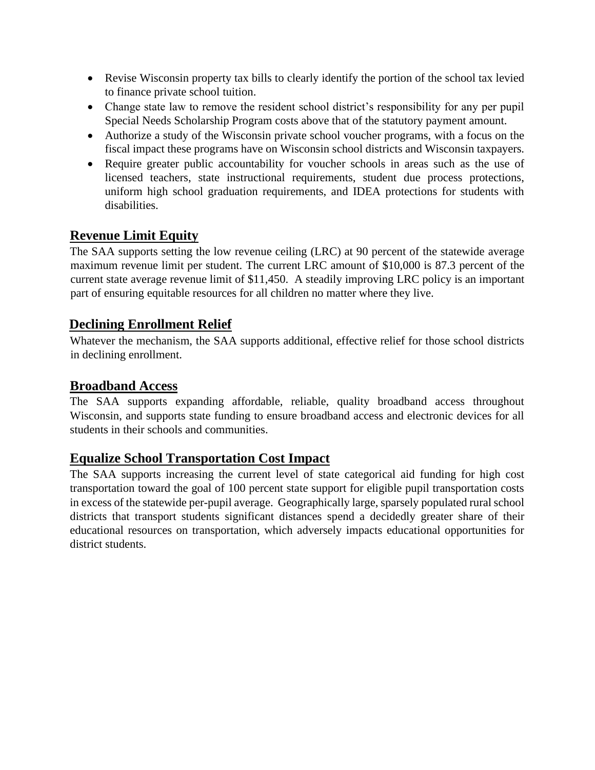- Revise Wisconsin property tax bills to clearly identify the portion of the school tax levied to finance private school tuition.
- Change state law to remove the resident school district's responsibility for any per pupil Special Needs Scholarship Program costs above that of the statutory payment amount.
- Authorize a study of the Wisconsin private school voucher programs, with a focus on the fiscal impact these programs have on Wisconsin school districts and Wisconsin taxpayers.
- Require greater public accountability for voucher schools in areas such as the use of licensed teachers, state instructional requirements, student due process protections, uniform high school graduation requirements, and IDEA protections for students with disabilities.

## Revenue Limit Equity

The SAA supports setting the low revenue ceiling (LRC) at 90 percent of the statewide average maximum revenue limit per student. The current LRC amount of $10,000 is 87.3 percent of the current state average revenue limit of $11,450. A steadily improving LRC policy is an important part of ensuring equitable resources for all children no matter where they live.

## Declining Enrollment Relief

Whatever the mechanism, the SAA supports additional, effective relief for those school districts in declining enrollment.

## Broadband Access

The SAA supports expanding affordable, reliable, quality broadband access throughout Wisconsin, and supports state funding to ensure broadband access and electronic devices for all students in their schools and communities.

## Equalize School Transportation Cost Impact

The SAA supports increasing the current level of state categorical aid funding for high cost transportation toward the goal of 100 percent state support for eligible pupil transportation costs in excess of the statewide per-pupil average. Geographically large, sparsely populated rural school districts that transport students significant distances spend a decidedly greater share of their educational resources on transportation, which adversely impacts educational opportunities for district students.